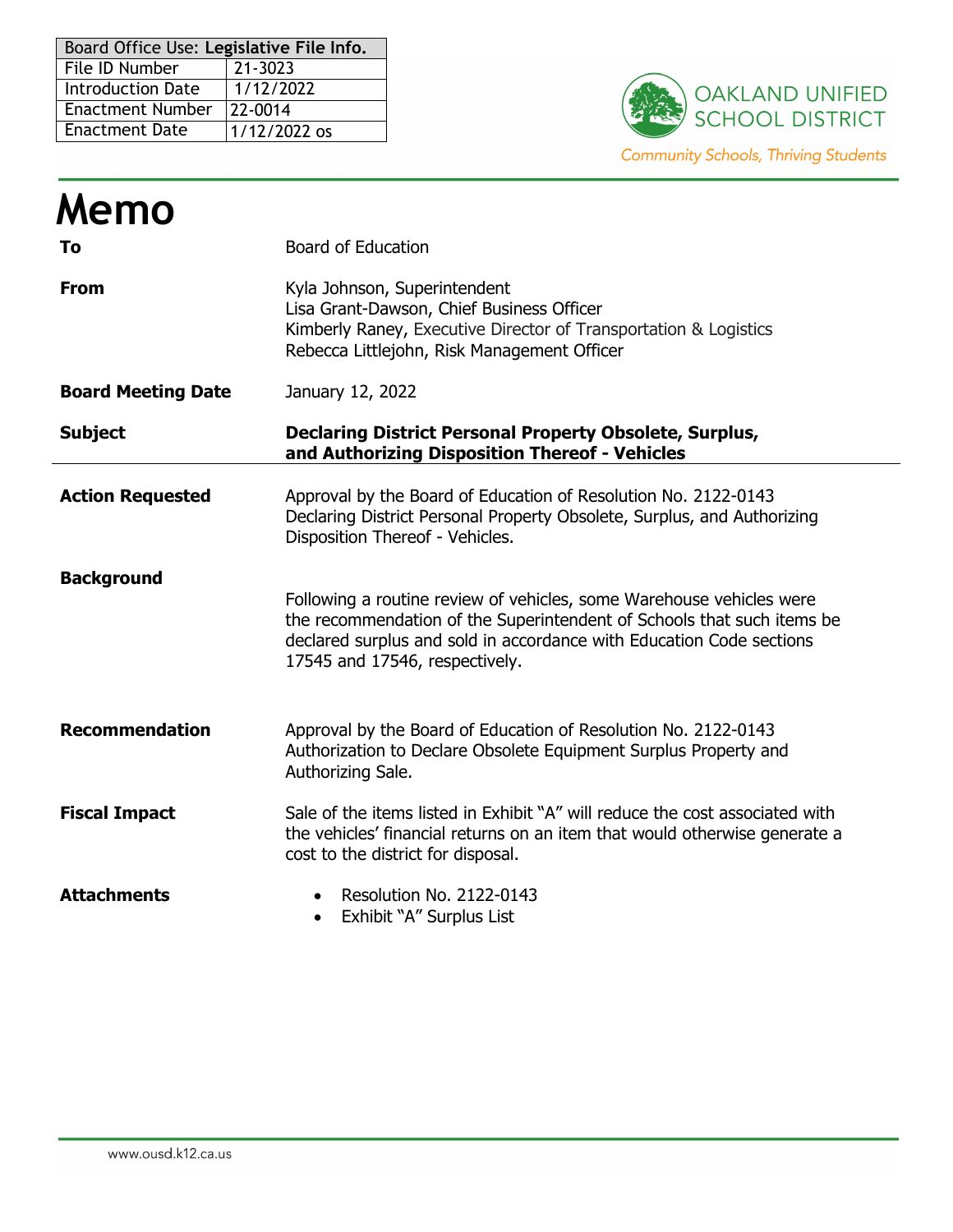| Board Office Use: Legislative File Info. | |
|---|---|
| File ID Number | 21-3023 |
| Introduction Date | 1/12/2022 |
| Enactment Number | 22-0014 |
| Enactment Date | 1/12/2022 os |

OAKLAND UNIFIED SCHOOL DISTRICT

*Community Schools, Thriving Students*

# Memo

**To**

Board of Education

**From**

Kyla Johnson, Superintendent
Lisa Grant-Dawson, Chief Business Officer
Kimberly Raney, Executive Director of Transportation & Logistics
Rebecca Littlejohn, Risk Management Officer

**Board Meeting Date**

January 12, 2022

**Subject**

**Declaring District Personal Property Obsolete, Surplus, and Authorizing Disposition Thereof - Vehicles**

---

**Action Requested**

Approval by the Board of Education of Resolution No. 2122-0143 Declaring District Personal Property Obsolete, Surplus, and Authorizing Disposition Thereof - Vehicles.

**Background**

Following a routine review of vehicles, some Warehouse vehicles were the recommendation of the Superintendent of Schools that such items be declared surplus and sold in accordance with Education Code sections 17545 and 17546, respectively.

**Recommendation**

Approval by the Board of Education of Resolution No. 2122-0143 Authorization to Declare Obsolete Equipment Surplus Property and Authorizing Sale.

**Fiscal Impact**

Sale of the items listed in Exhibit "A" will reduce the cost associated with the vehicles' financial returns on an item that would otherwise generate a cost to the district for disposal.

**Attachments**

- Resolution No. 2122-0143
- Exhibit "A" Surplus List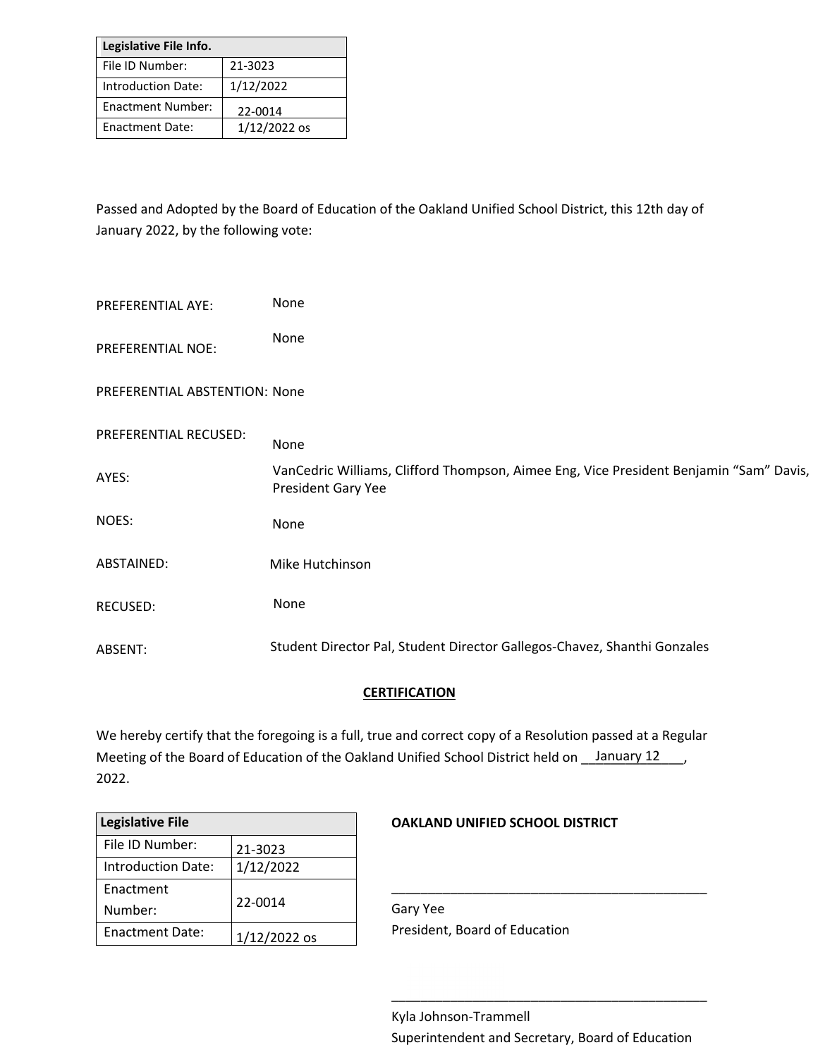| Legislative File Info. | |
|---|---|
| File ID Number: | 21-3023 |
| Introduction Date: | 1/12/2022 |
| Enactment Number: | 22-0014 |
| Enactment Date: | 1/12/2022 os |

Passed and Adopted by the Board of Education of the Oakland Unified School District, this 12th day of January 2022, by the following vote:

PREFERENTIAL AYE: None

PREFERENTIAL NOE: None

PREFERENTIAL ABSTENTION: None

PREFERENTIAL RECUSED: None

AYES: VanCedric Williams, Clifford Thompson, Aimee Eng, Vice President Benjamin "Sam" Davis, President Gary Yee

NOES: None

ABSTAINED: Mike Hutchinson

RECUSED: None

ABSENT: Student Director Pal, Student Director Gallegos-Chavez, Shanthi Gonzales

**CERTIFICATION**

We hereby certify that the foregoing is a full, true and correct copy of a Resolution passed at a Regular Meeting of the Board of Education of the Oakland Unified School District held on __January 12____, 2022.

| Legislative File | |
|---|---|
| File ID Number: | 21-3023 |
| Introduction Date: | 1/12/2022 |
| Enactment Number: | 22-0014 |
| Enactment Date: | 1/12/2022 os |

**OAKLAND UNIFIED SCHOOL DISTRICT**

_____________________________________________

Gary Yee
President, Board of Education

_____________________________________________

Kyla Johnson-Trammell
Superintendent and Secretary, Board of Education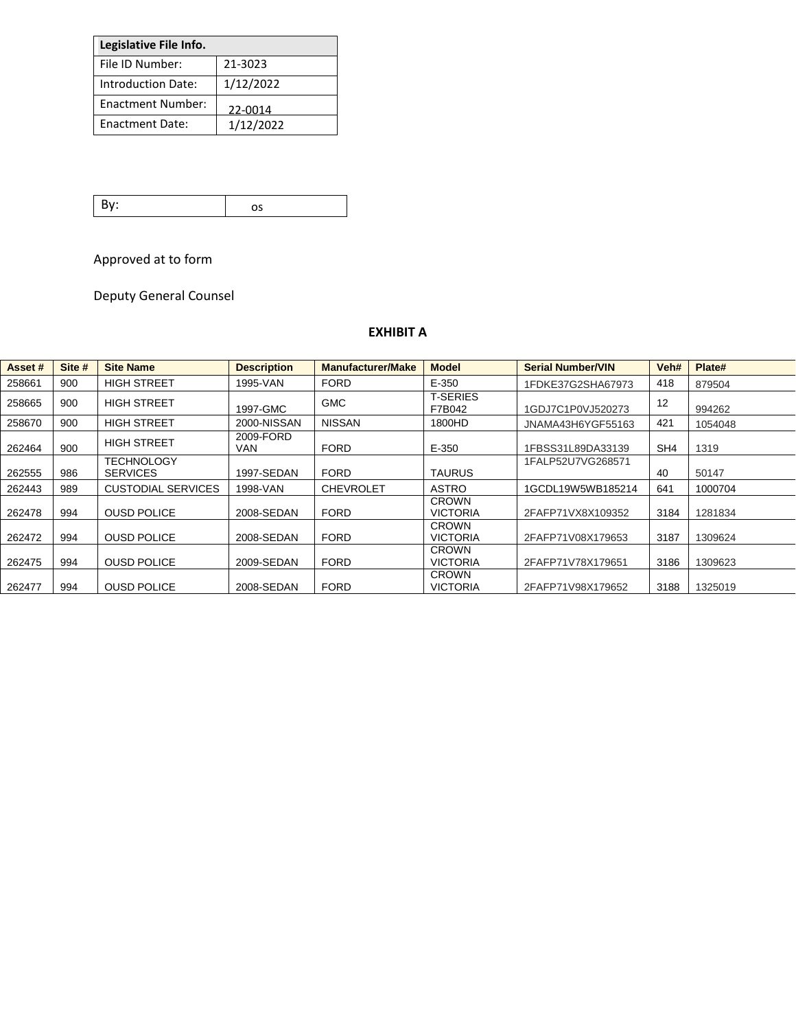| Legislative File Info. | |
|---|---|
| File ID Number: | 21-3023 |
| Introduction Date: | 1/12/2022 |
| Enactment Number: | 22-0014 |
| Enactment Date: | 1/12/2022 |

| | |
|---|---|
| By: | os |

Approved at to form

Deputy General Counsel

**EXHIBIT A**

| Asset # | Site # | Site Name | Description | Manufacturer/Make | Model | Serial Number/VIN | Veh# | Plate# |
|---|---|---|---|---|---|---|---|---|
| 258661 | 900 | HIGH STREET | 1995-VAN | FORD | E-350 | 1FDKE37G2SHA67973 | 418 | 879504 |
| 258665 | 900 | HIGH STREET | 1997-GMC | GMC | T-SERIES F7B042 | 1GDJ7C1P0VJ520273 | 12 | 994262 |
| 258670 | 900 | HIGH STREET | 2000-NISSAN | NISSAN | 1800HD | JNAMA43H6YGF55163 | 421 | 1054048 |
| 262464 | 900 | HIGH STREET | 2009-FORD VAN | FORD | E-350 | 1FBSS31L89DA33139 | SH4 | 1319 |
| 262555 | 986 | TECHNOLOGY SERVICES | 1997-SEDAN | FORD | TAURUS | 1FALP52U7VG268571 | 40 | 50147 |
| 262443 | 989 | CUSTODIAL SERVICES | 1998-VAN | CHEVROLET | ASTRO | 1GCDL19W5WB185214 | 641 | 1000704 |
| 262478 | 994 | OUSD POLICE | 2008-SEDAN | FORD | CROWN VICTORIA | 2FAFP71VX8X109352 | 3184 | 1281834 |
| 262472 | 994 | OUSD POLICE | 2008-SEDAN | FORD | CROWN VICTORIA | 2FAFP71V08X179653 | 3187 | 1309624 |
| 262475 | 994 | OUSD POLICE | 2009-SEDAN | FORD | CROWN VICTORIA | 2FAFP71V78X179651 | 3186 | 1309623 |
| 262477 | 994 | OUSD POLICE | 2008-SEDAN | FORD | CROWN VICTORIA | 2FAFP71V98X179652 | 3188 | 1325019 |